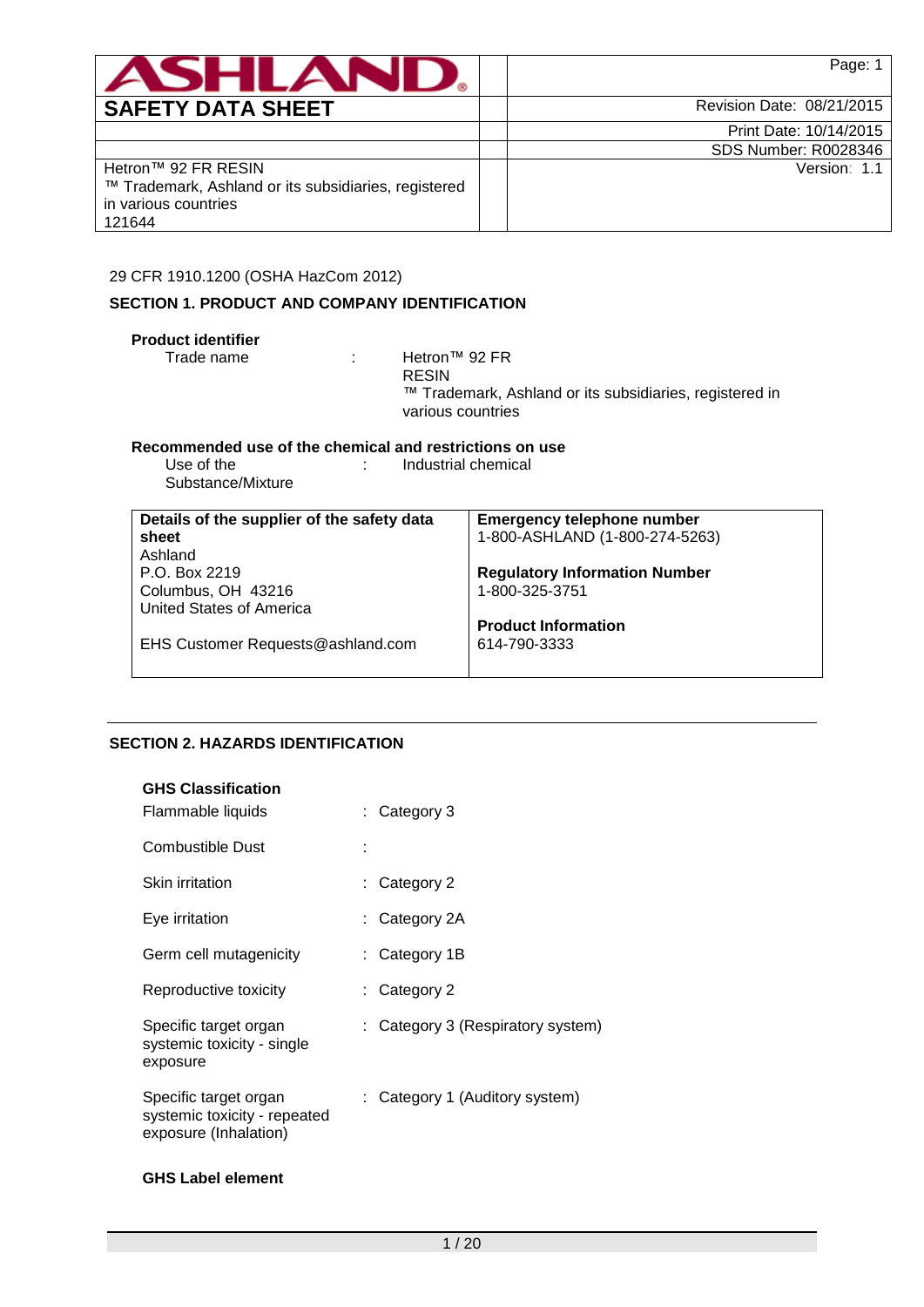**ASHLAND**

**SAFETY DATA SHEET**

| | |
|---|---|
| Hetron™ 92 FR RESIN<br>™ Trademark, Ashland or its subsidiaries, registered in various countries<br>121644 | Revision Date: 08/21/2015<br>Print Date: 10/14/2015<br>SDS Number: R0028346<br>Version: 1.1 |

29 CFR 1910.1200 (OSHA HazCom 2012)

## SECTION 1. PRODUCT AND COMPANY IDENTIFICATION

**Product identifier**

Trade name : Hetron™ 92 FR RESIN
™ Trademark, Ashland or its subsidiaries, registered in various countries

**Recommended use of the chemical and restrictions on use**

Use of the Substance/Mixture : Industrial chemical

| **Details of the supplier of the safety data sheet** | **Emergency telephone number** |
|---|---|
| Ashland<br>P.O. Box 2219<br>Columbus, OH 43216<br>United States of America<br><br>EHS Customer Requests@ashland.com | 1-800-ASHLAND (1-800-274-5263)<br><br>**Regulatory Information Number**<br>1-800-325-3751<br><br>**Product Information**<br>614-790-3333 |

## SECTION 2. HAZARDS IDENTIFICATION

**GHS Classification**

| | |
|---|---|
| Flammable liquids | : Category 3 |
| Combustible Dust | : |
| Skin irritation | : Category 2 |
| Eye irritation | : Category 2A |
| Germ cell mutagenicity | : Category 1B |
| Reproductive toxicity | : Category 2 |
| Specific target organ systemic toxicity - single exposure | : Category 3 (Respiratory system) |
| Specific target organ systemic toxicity - repeated exposure (Inhalation) | : Category 1 (Auditory system) |

**GHS Label element**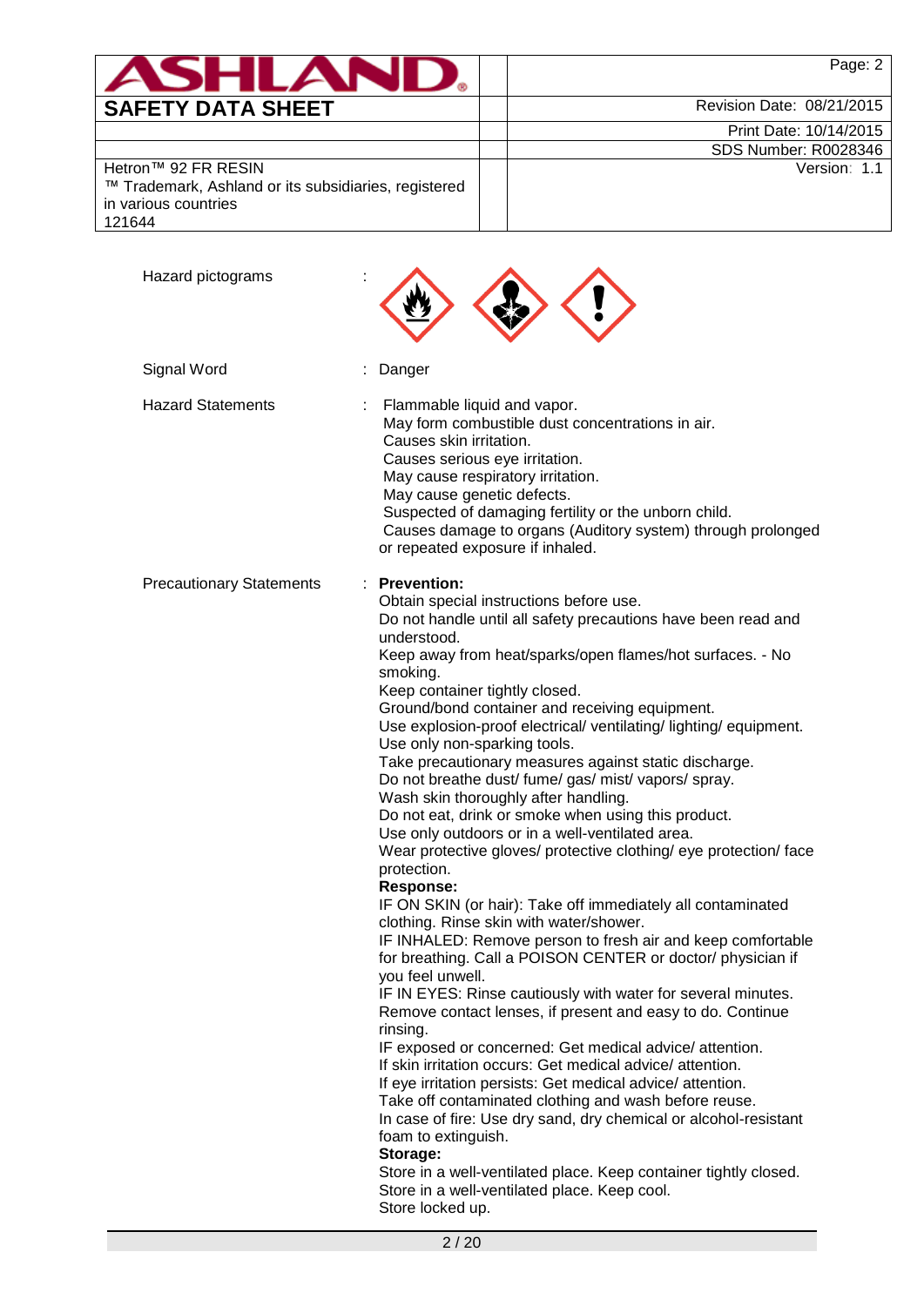Hazard pictograms :

Signal Word : Danger

Hazard Statements :
Flammable liquid and vapor.
May form combustible dust concentrations in air.
Causes skin irritation.
Causes serious eye irritation.
May cause respiratory irritation.
May cause genetic defects.
Suspected of damaging fertility or the unborn child.
Causes damage to organs (Auditory system) through prolonged or repeated exposure if inhaled.

Precautionary Statements :

**Prevention:**
Obtain special instructions before use.
Do not handle until all safety precautions have been read and understood.
Keep away from heat/sparks/open flames/hot surfaces. - No smoking.
Keep container tightly closed.
Ground/bond container and receiving equipment.
Use explosion-proof electrical/ ventilating/ lighting/ equipment.
Use only non-sparking tools.
Take precautionary measures against static discharge.
Do not breathe dust/ fume/ gas/ mist/ vapors/ spray.
Wash skin thoroughly after handling.
Do not eat, drink or smoke when using this product.
Use only outdoors or in a well-ventilated area.
Wear protective gloves/ protective clothing/ eye protection/ face protection.

**Response:**
IF ON SKIN (or hair): Take off immediately all contaminated clothing. Rinse skin with water/shower.
IF INHALED: Remove person to fresh air and keep comfortable for breathing. Call a POISON CENTER or doctor/ physician if you feel unwell.
IF IN EYES: Rinse cautiously with water for several minutes. Remove contact lenses, if present and easy to do. Continue rinsing.
IF exposed or concerned: Get medical advice/ attention.
If skin irritation occurs: Get medical advice/ attention.
If eye irritation persists: Get medical advice/ attention.
Take off contaminated clothing and wash before reuse.
In case of fire: Use dry sand, dry chemical or alcohol-resistant foam to extinguish.

**Storage:**
Store in a well-ventilated place. Keep container tightly closed.
Store in a well-ventilated place. Keep cool.
Store locked up.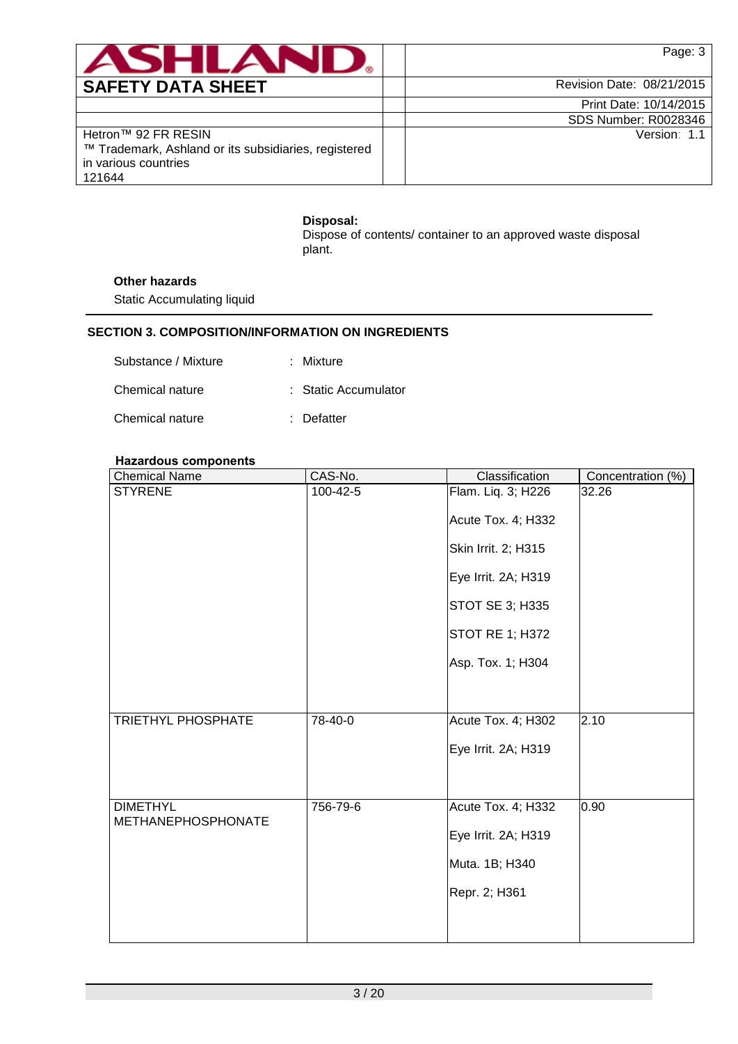**Disposal:**
Dispose of contents/ container to an approved waste disposal plant.

**Other hazards**

Static Accumulating liquid

## SECTION 3. COMPOSITION/INFORMATION ON INGREDIENTS

Substance / Mixture : Mixture

Chemical nature : Static Accumulator

Chemical nature : Defatter

**Hazardous components**

| Chemical Name | CAS-No. | Classification | Concentration (%) |
|---|---|---|---|
| STYRENE | 100-42-5 | Flam. Liq. 3; H226<br>Acute Tox. 4; H332<br>Skin Irrit. 2; H315<br>Eye Irrit. 2A; H319<br>STOT SE 3; H335<br>STOT RE 1; H372<br>Asp. Tox. 1; H304 | 32.26 |
| TRIETHYL PHOSPHATE | 78-40-0 | Acute Tox. 4; H302<br>Eye Irrit. 2A; H319 | 2.10 |
| DIMETHYL METHANEPHOSPHONATE | 756-79-6 | Acute Tox. 4; H332<br>Eye Irrit. 2A; H319<br>Muta. 1B; H340<br>Repr. 2; H361 | 0.90 |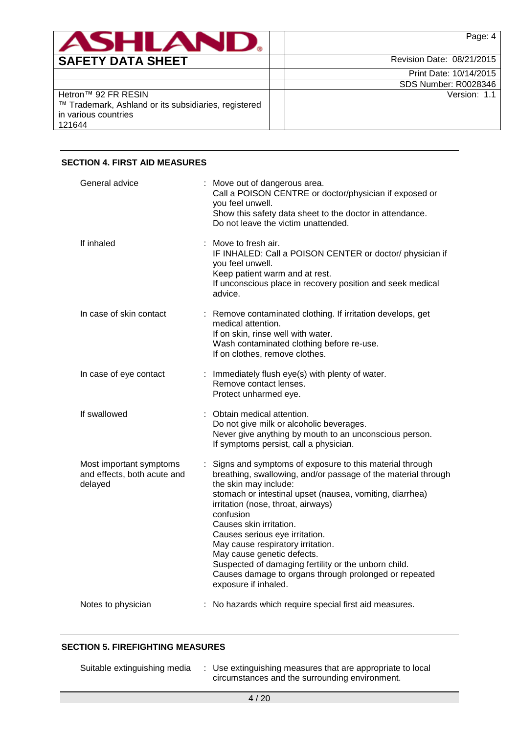## SECTION 4. FIRST AID MEASURES

| | |
|---|---|
| General advice | Move out of dangerous area.<br>Call a POISON CENTRE or doctor/physician if exposed or you feel unwell.<br>Show this safety data sheet to the doctor in attendance.<br>Do not leave the victim unattended. |
| If inhaled | Move to fresh air.<br>IF INHALED: Call a POISON CENTER or doctor/ physician if you feel unwell.<br>Keep patient warm and at rest.<br>If unconscious place in recovery position and seek medical advice. |
| In case of skin contact | Remove contaminated clothing. If irritation develops, get medical attention.<br>If on skin, rinse well with water.<br>Wash contaminated clothing before re-use.<br>If on clothes, remove clothes. |
| In case of eye contact | Immediately flush eye(s) with plenty of water.<br>Remove contact lenses.<br>Protect unharmed eye. |
| If swallowed | Obtain medical attention.<br>Do not give milk or alcoholic beverages.<br>Never give anything by mouth to an unconscious person.<br>If symptoms persist, call a physician. |
| Most important symptoms and effects, both acute and delayed | Signs and symptoms of exposure to this material through breathing, swallowing, and/or passage of the material through the skin may include:<br>stomach or intestinal upset (nausea, vomiting, diarrhea)<br>irritation (nose, throat, airways)<br>confusion<br>Causes skin irritation.<br>Causes serious eye irritation.<br>May cause respiratory irritation.<br>May cause genetic defects.<br>Suspected of damaging fertility or the unborn child.<br>Causes damage to organs through prolonged or repeated exposure if inhaled. |
| Notes to physician | No hazards which require special first aid measures. |

## SECTION 5. FIREFIGHTING MEASURES

| | |
|---|---|
| Suitable extinguishing media | Use extinguishing measures that are appropriate to local circumstances and the surrounding environment. |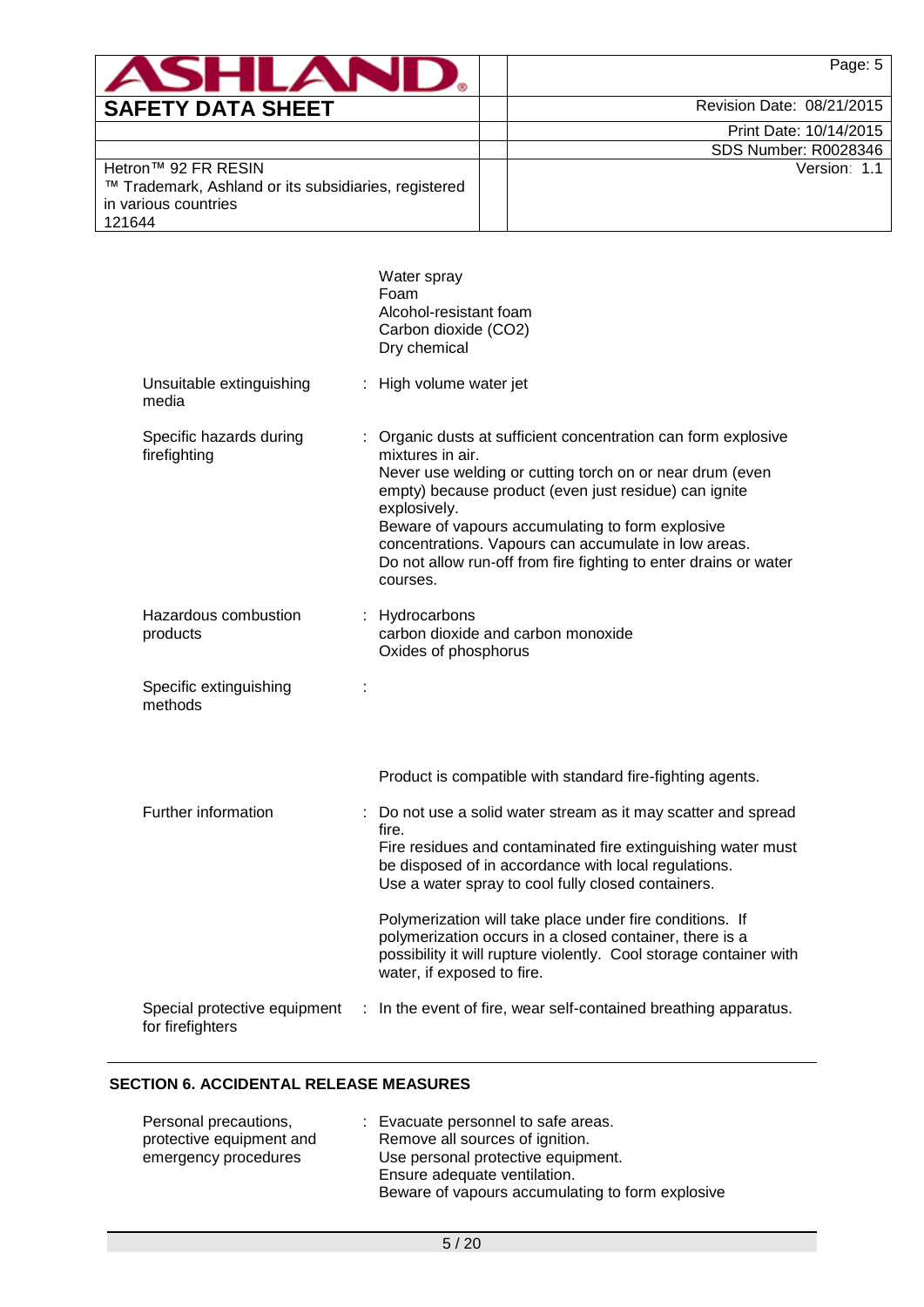Water spray
Foam
Alcohol-resistant foam
Carbon dioxide ($CO_2$)
Dry chemical

| | |
|---|---|
| Unsuitable extinguishing media | : High volume water jet |
| Specific hazards during firefighting | : Organic dusts at sufficient concentration can form explosive mixtures in air.<br>Never use welding or cutting torch on or near drum (even empty) because product (even just residue) can ignite explosively.<br>Beware of vapours accumulating to form explosive concentrations. Vapours can accumulate in low areas.<br>Do not allow run-off from fire fighting to enter drains or water courses. |
| Hazardous combustion products | : Hydrocarbons<br>carbon dioxide and carbon monoxide<br>Oxides of phosphorus |
| Specific extinguishing methods | :<br><br>Product is compatible with standard fire-fighting agents. |
| Further information | : Do not use a solid water stream as it may scatter and spread fire.<br>Fire residues and contaminated fire extinguishing water must be disposed of in accordance with local regulations.<br>Use a water spray to cool fully closed containers.<br><br>Polymerization will take place under fire conditions. If polymerization occurs in a closed container, there is a possibility it will rupture violently. Cool storage container with water, if exposed to fire. |
| Special protective equipment for firefighters | : In the event of fire, wear self-contained breathing apparatus. |

## SECTION 6. ACCIDENTAL RELEASE MEASURES

| | |
|---|---|
| Personal precautions, protective equipment and emergency procedures | : Evacuate personnel to safe areas.<br>Remove all sources of ignition.<br>Use personal protective equipment.<br>Ensure adequate ventilation.<br>Beware of vapours accumulating to form explosive |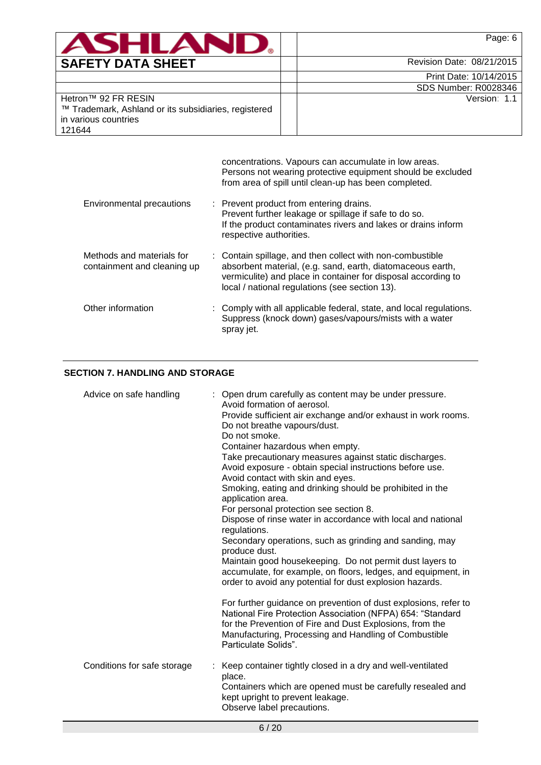concentrations. Vapours can accumulate in low areas. Persons not wearing protective equipment should be excluded from area of spill until clean-up has been completed.

| | |
|---|---|
| Environmental precautions | : Prevent product from entering drains.<br>Prevent further leakage or spillage if safe to do so.<br>If the product contaminates rivers and lakes or drains inform respective authorities. |
| Methods and materials for containment and cleaning up | : Contain spillage, and then collect with non-combustible absorbent material, (e.g. sand, earth, diatomaceous earth, vermiculite) and place in container for disposal according to local / national regulations (see section 13). |
| Other information | : Comply with all applicable federal, state, and local regulations.<br>Suppress (knock down) gases/vapours/mists with a water spray jet. |

## SECTION 7. HANDLING AND STORAGE

| | |
|---|---|
| Advice on safe handling | : Open drum carefully as content may be under pressure.<br>Avoid formation of aerosol.<br>Provide sufficient air exchange and/or exhaust in work rooms.<br>Do not breathe vapours/dust.<br>Do not smoke.<br>Container hazardous when empty.<br>Take precautionary measures against static discharges.<br>Avoid exposure - obtain special instructions before use.<br>Avoid contact with skin and eyes.<br>Smoking, eating and drinking should be prohibited in the application area.<br>For personal protection see section 8.<br>Dispose of rinse water in accordance with local and national regulations.<br>Secondary operations, such as grinding and sanding, may produce dust.<br>Maintain good housekeeping. Do not permit dust layers to accumulate, for example, on floors, ledges, and equipment, in order to avoid any potential for dust explosion hazards.<br><br>For further guidance on prevention of dust explosions, refer to National Fire Protection Association (NFPA) 654: "Standard for the Prevention of Fire and Dust Explosions, from the Manufacturing, Processing and Handling of Combustible Particulate Solids". |
| Conditions for safe storage | : Keep container tightly closed in a dry and well-ventilated place.<br>Containers which are opened must be carefully resealed and kept upright to prevent leakage.<br>Observe label precautions. |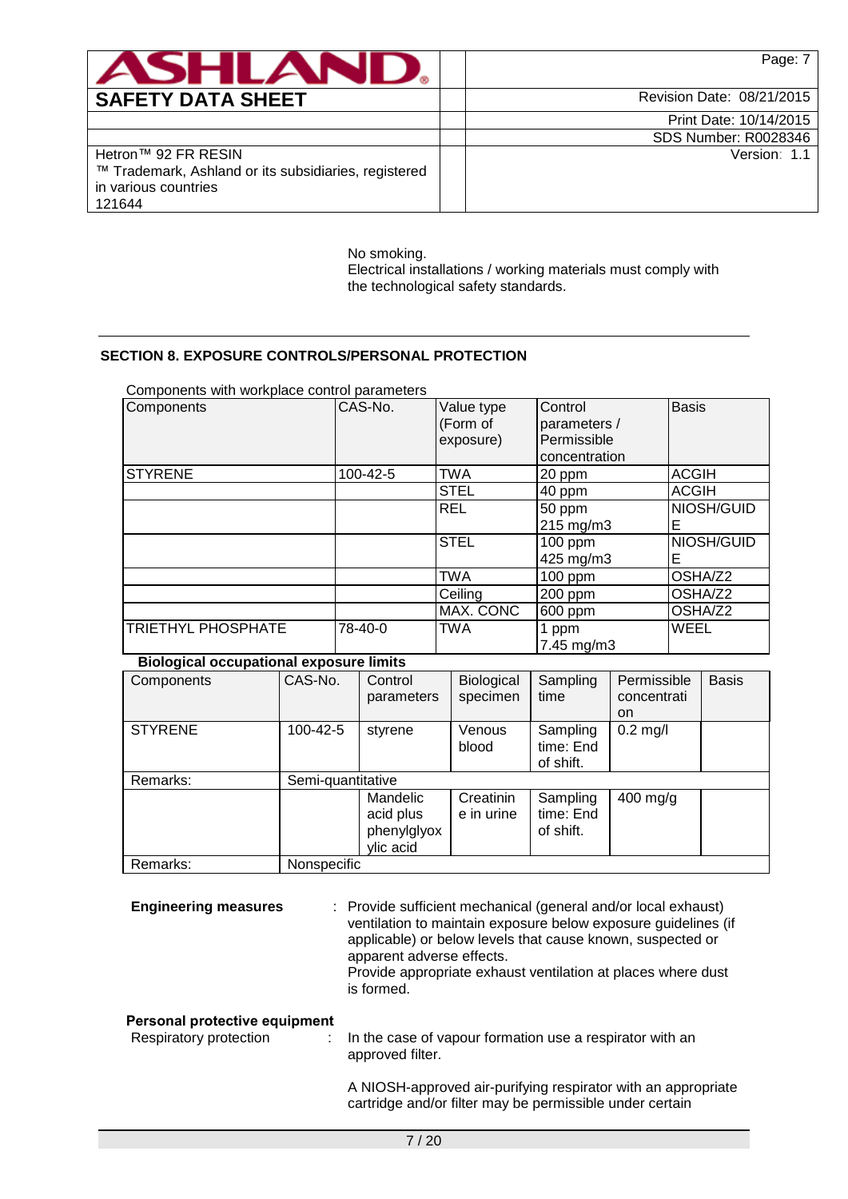No smoking.
Electrical installations / working materials must comply with the technological safety standards.

## SECTION 8. EXPOSURE CONTROLS/PERSONAL PROTECTION

Components with workplace control parameters

| Components | CAS-No. | Value type (Form of exposure) | Control parameters / Permissible concentration | Basis |
|---|---|---|---|---|
| STYRENE | 100-42-5 | TWA | 20 ppm | ACGIH |
| | | STEL | 40 ppm | ACGIH |
| | | REL | 50 ppm<br>215 mg/m3 | NIOSH/GUIDE |
| | | STEL | 100 ppm<br>425 mg/m3 | NIOSH/GUIDE |
| | | TWA | 100 ppm | OSHA/Z2 |
| | | Ceiling | 200 ppm | OSHA/Z2 |
| | | MAX. CONC | 600 ppm | OSHA/Z2 |
| TRIETHYL PHOSPHATE | 78-40-0 | TWA | 1 ppm<br>7.45 mg/m3 | WEEL |

**Biological occupational exposure limits**

| Components | CAS-No. | Control parameters | Biological specimen | Sampling time | Permissible concentration | Basis |
|---|---|---|---|---|---|---|
| STYRENE | 100-42-5 | styrene | Venous blood | Sampling time: End of shift. | 0.2 mg/l | |
| Remarks: | Semi-quantitative | | | | | |
| | | Mandelic acid plus phenylglyoxylic acid | Creatinine in urine | Sampling time: End of shift. | 400 mg/g | |
| Remarks: | Nonspecific | | | | | |

**Engineering measures** : Provide sufficient mechanical (general and/or local exhaust) ventilation to maintain exposure below exposure guidelines (if applicable) or below levels that cause known, suspected or apparent adverse effects.
Provide appropriate exhaust ventilation at places where dust is formed.

**Personal protective equipment**

Respiratory protection : In the case of vapour formation use a respirator with an approved filter.

A NIOSH-approved air-purifying respirator with an appropriate cartridge and/or filter may be permissible under certain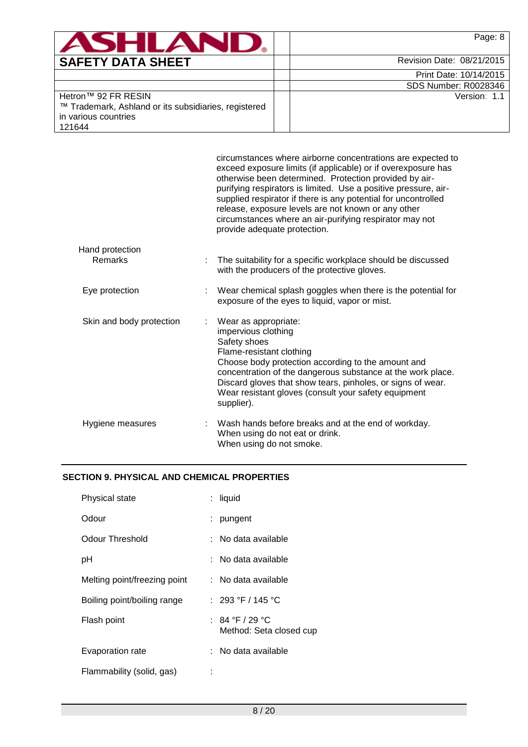circumstances where airborne concentrations are expected to exceed exposure limits (if applicable) or if overexposure has otherwise been determined. Protection provided by air-purifying respirators is limited. Use a positive pressure, air-supplied respirator if there is any potential for uncontrolled release, exposure levels are not known or any other circumstances where an air-purifying respirator may not provide adequate protection.

Hand protection

| | | |
|---|---|---|
| Remarks | : | The suitability for a specific workplace should be discussed with the producers of the protective gloves. |
| Eye protection | : | Wear chemical splash goggles when there is the potential for exposure of the eyes to liquid, vapor or mist. |
| Skin and body protection | : | Wear as appropriate:<br>impervious clothing<br>Safety shoes<br>Flame-resistant clothing<br>Choose body protection according to the amount and concentration of the dangerous substance at the work place.<br>Discard gloves that show tears, pinholes, or signs of wear.<br>Wear resistant gloves (consult your safety equipment supplier). |
| Hygiene measures | : | Wash hands before breaks and at the end of workday.<br>When using do not eat or drink.<br>When using do not smoke. |

## SECTION 9. PHYSICAL AND CHEMICAL PROPERTIES

| | | |
|---|---|---|
| Physical state | : | liquid |
| Odour | : | pungent |
| Odour Threshold | : | No data available |
| pH | : | No data available |
| Melting point/freezing point | : | No data available |
| Boiling point/boiling range | : | 293 °F / 145 °C |
| Flash point | : | 84 °F / 29 °C<br>Method: Seta closed cup |
| Evaporation rate | : | No data available |
| Flammability (solid, gas) | : | |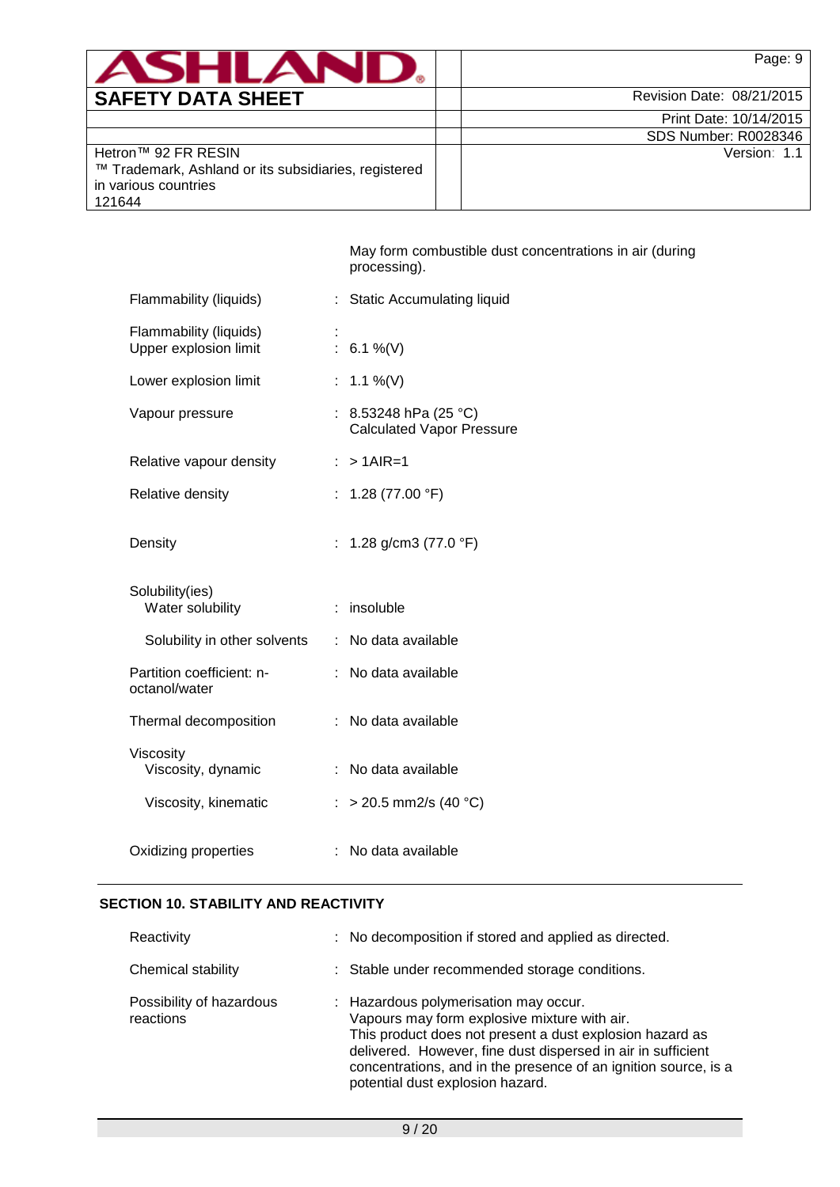May form combustible dust concentrations in air (during processing).

| | | |
|---|---|---|
| Flammability (liquids) | : | Static Accumulating liquid |
| Flammability (liquids) Upper explosion limit | : | 6.1 %(V) |
| Lower explosion limit | : | 1.1 %(V) |
| Vapour pressure | : | 8.53248 hPa (25 °C) Calculated Vapor Pressure |
| Relative vapour density | : | > 1AIR=1 |
| Relative density | : | 1.28 (77.00 °F) |
| Density | : | 1.28 g/cm3 (77.0 °F) |
| Solubility(ies) Water solubility | : | insoluble |
| Solubility in other solvents | : | No data available |
| Partition coefficient: n-octanol/water | : | No data available |
| Thermal decomposition | : | No data available |
| Viscosity Viscosity, dynamic | : | No data available |
| Viscosity, kinematic | : | > 20.5 mm2/s (40 °C) |
| Oxidizing properties | : | No data available |

## SECTION 10. STABILITY AND REACTIVITY

| | | |
|---|---|---|
| Reactivity | : | No decomposition if stored and applied as directed. |
| Chemical stability | : | Stable under recommended storage conditions. |
| Possibility of hazardous reactions | : | Hazardous polymerisation may occur. Vapours may form explosive mixture with air. This product does not present a dust explosion hazard as delivered. However, fine dust dispersed in air in sufficient concentrations, and in the presence of an ignition source, is a potential dust explosion hazard. |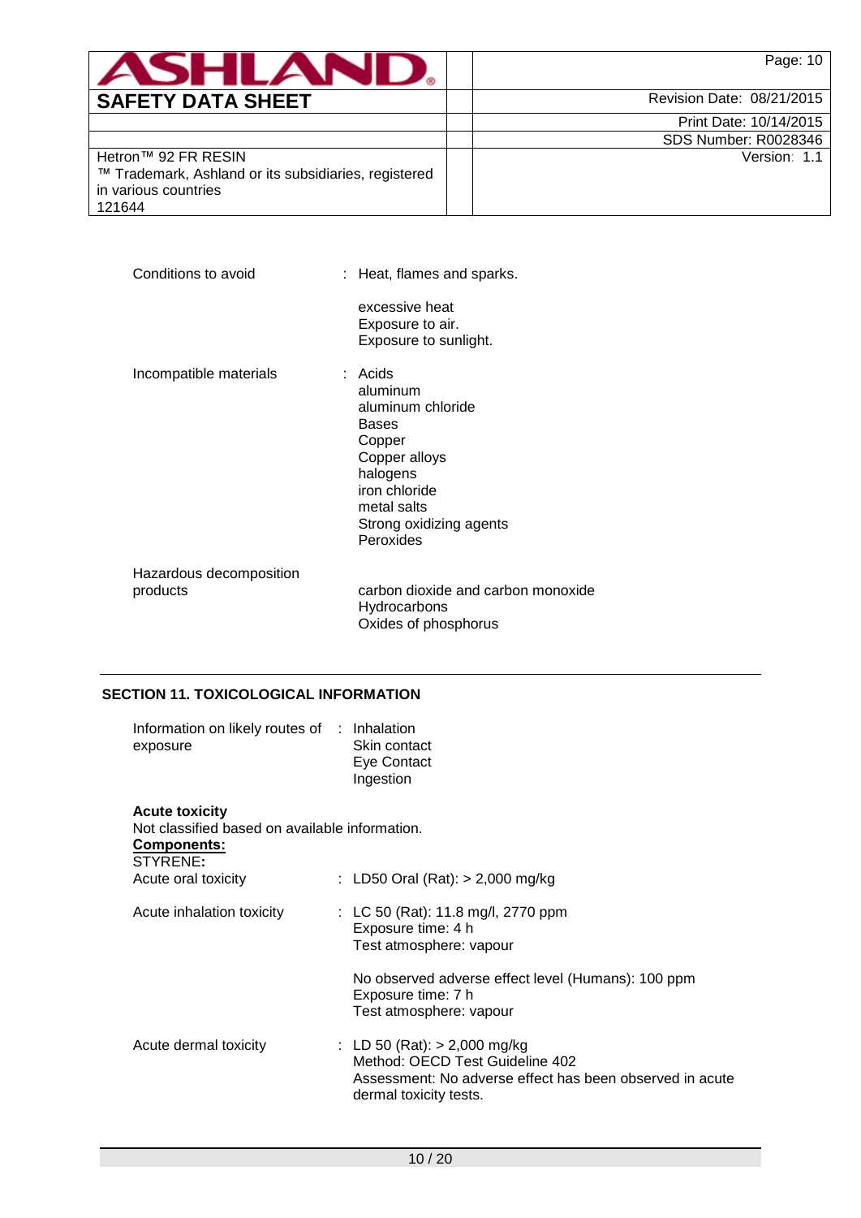Conditions to avoid : Heat, flames and sparks.

excessive heat
Exposure to air.
Exposure to sunlight.

Incompatible materials : Acids
aluminum
aluminum chloride
Bases
Copper
Copper alloys
halogens
iron chloride
metal salts
Strong oxidizing agents
Peroxides

Hazardous decomposition products
carbon dioxide and carbon monoxide
Hydrocarbons
Oxides of phosphorus

## SECTION 11. TOXICOLOGICAL INFORMATION

Information on likely routes of exposure : Inhalation
Skin contact
Eye Contact
Ingestion

**Acute toxicity**
Not classified based on available information.
**Components:**
STYRENE**:**

Acute oral toxicity : LD50 Oral (Rat): > 2,000 mg/kg

Acute inhalation toxicity : LC 50 (Rat): 11.8 mg/l, 2770 ppm
Exposure time: 4 h
Test atmosphere: vapour

No observed adverse effect level (Humans): 100 ppm
Exposure time: 7 h
Test atmosphere: vapour

Acute dermal toxicity : LD 50 (Rat): > 2,000 mg/kg
Method: OECD Test Guideline 402
Assessment: No adverse effect has been observed in acute dermal toxicity tests.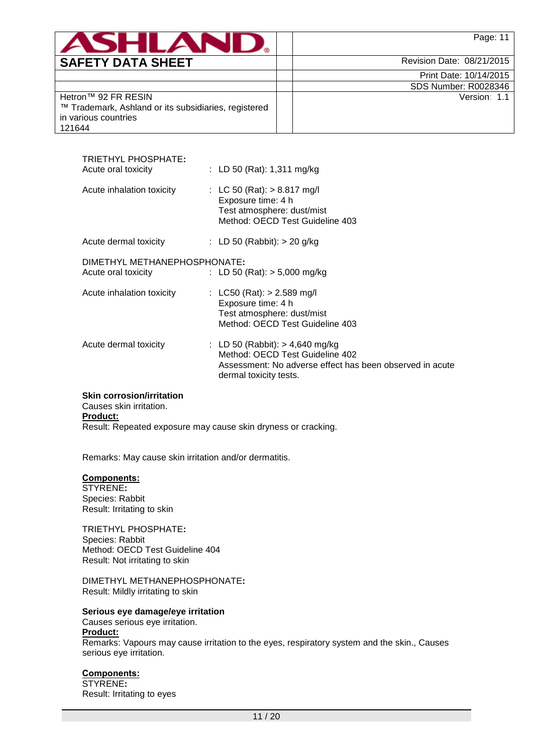TRIETHYL PHOSPHATE:

| | |
|---|---|
| Acute oral toxicity | : LD 50 (Rat): 1,311 mg/kg |
| Acute inhalation toxicity | : LC 50 (Rat): > 8.817 mg/l<br>Exposure time: 4 h<br>Test atmosphere: dust/mist<br>Method: OECD Test Guideline 403 |
| Acute dermal toxicity | : LD 50 (Rabbit): > 20 g/kg |

DIMETHYL METHANEPHOSPHONATE:

| | |
|---|---|
| Acute oral toxicity | : LD 50 (Rat): > 5,000 mg/kg |
| Acute inhalation toxicity | : LC50 (Rat): > 2.589 mg/l<br>Exposure time: 4 h<br>Test atmosphere: dust/mist<br>Method: OECD Test Guideline 403 |
| Acute dermal toxicity | : LD 50 (Rabbit): > 4,640 mg/kg<br>Method: OECD Test Guideline 402<br>Assessment: No adverse effect has been observed in acute dermal toxicity tests. |

**Skin corrosion/irritation**

Causes skin irritation.

**Product:**

Result: Repeated exposure may cause skin dryness or cracking.

Remarks: May cause skin irritation and/or dermatitis.

**Components:**

STYRENE:
Species: Rabbit
Result: Irritating to skin

TRIETHYL PHOSPHATE:
Species: Rabbit
Method: OECD Test Guideline 404
Result: Not irritating to skin

DIMETHYL METHANEPHOSPHONATE:
Result: Mildly irritating to skin

**Serious eye damage/eye irritation**

Causes serious eye irritation.

**Product:**

Remarks: Vapours may cause irritation to the eyes, respiratory system and the skin., Causes serious eye irritation.

**Components:**

STYRENE:
Result: Irritating to eyes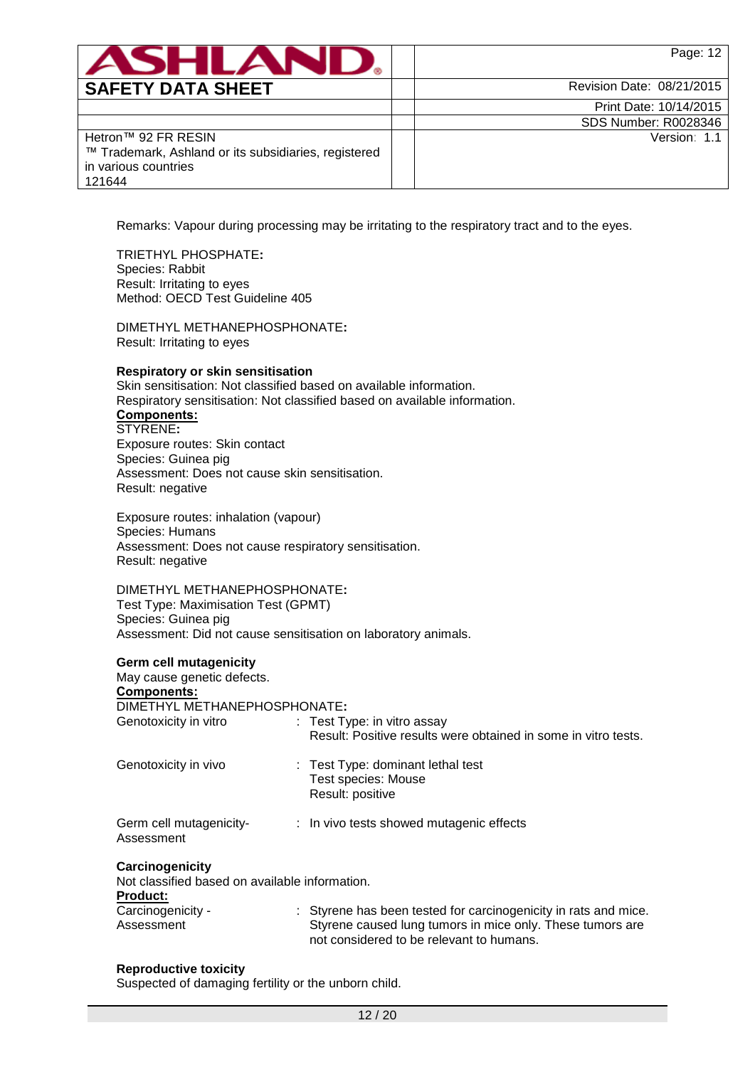Remarks: Vapour during processing may be irritating to the respiratory tract and to the eyes.

TRIETHYL PHOSPHATE**:**
Species: Rabbit
Result: Irritating to eyes
Method: OECD Test Guideline 405

DIMETHYL METHANEPHOSPHONATE**:**
Result: Irritating to eyes

**Respiratory or skin sensitisation**
Skin sensitisation: Not classified based on available information.
Respiratory sensitisation: Not classified based on available information.

**Components:**

STYRENE**:**
Exposure routes: Skin contact
Species: Guinea pig
Assessment: Does not cause skin sensitisation.
Result: negative

Exposure routes: inhalation (vapour)
Species: Humans
Assessment: Does not cause respiratory sensitisation.
Result: negative

DIMETHYL METHANEPHOSPHONATE**:**
Test Type: Maximisation Test (GPMT)
Species: Guinea pig
Assessment: Did not cause sensitisation on laboratory animals.

**Germ cell mutagenicity**
May cause genetic defects.

**Components:**

DIMETHYL METHANEPHOSPHONATE**:**

Genotoxicity in vitro : Test Type: in vitro assay
Result: Positive results were obtained in some in vitro tests.

Genotoxicity in vivo : Test Type: dominant lethal test
Test species: Mouse
Result: positive

Germ cell mutagenicity- Assessment : In vivo tests showed mutagenic effects

**Carcinogenicity**
Not classified based on available information.

**Product:**

Carcinogenicity - Assessment : Styrene has been tested for carcinogenicity in rats and mice. Styrene caused lung tumors in mice only. These tumors are not considered to be relevant to humans.

**Reproductive toxicity**
Suspected of damaging fertility or the unborn child.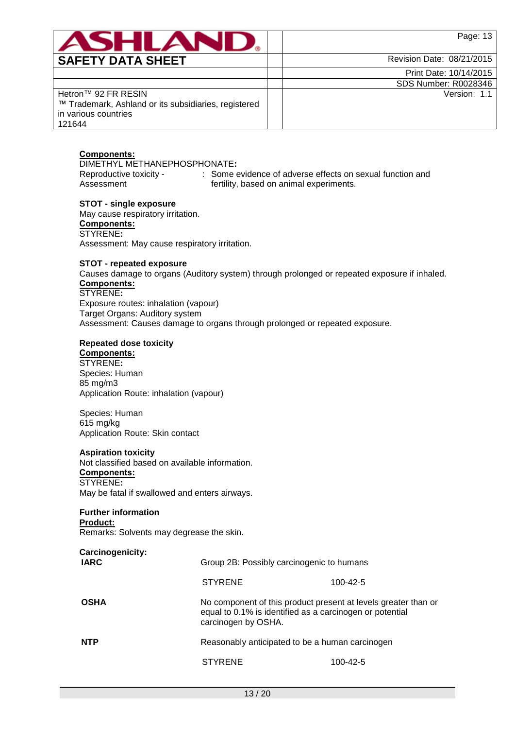**Components:**

DIMETHYL METHANEPHOSPHONATE**:**

Reproductive toxicity - Assessment : Some evidence of adverse effects on sexual function and fertility, based on animal experiments.

**STOT - single exposure**

May cause respiratory irritation.

**Components:**

STYRENE**:**

Assessment: May cause respiratory irritation.

**STOT - repeated exposure**

Causes damage to organs (Auditory system) through prolonged or repeated exposure if inhaled.

**Components:**

STYRENE**:**

Exposure routes: inhalation (vapour)
Target Organs: Auditory system
Assessment: Causes damage to organs through prolonged or repeated exposure.

**Repeated dose toxicity**

**Components:**

STYRENE**:**

Species: Human
85 mg/m3
Application Route: inhalation (vapour)

Species: Human
615 mg/kg
Application Route: Skin contact

**Aspiration toxicity**

Not classified based on available information.

**Components:**

STYRENE**:**

May be fatal if swallowed and enters airways.

**Further information**

**Product:**

Remarks: Solvents may degrease the skin.

**Carcinogenicity:**

| | | |
|---|---|---|
| **IARC** | Group 2B: Possibly carcinogenic to humans | |
| | STYRENE | 100-42-5 |
| **OSHA** | No component of this product present at levels greater than or equal to 0.1% is identified as a carcinogen or potential carcinogen by OSHA. | |
| **NTP** | Reasonably anticipated to be a human carcinogen | |
| | STYRENE | 100-42-5 |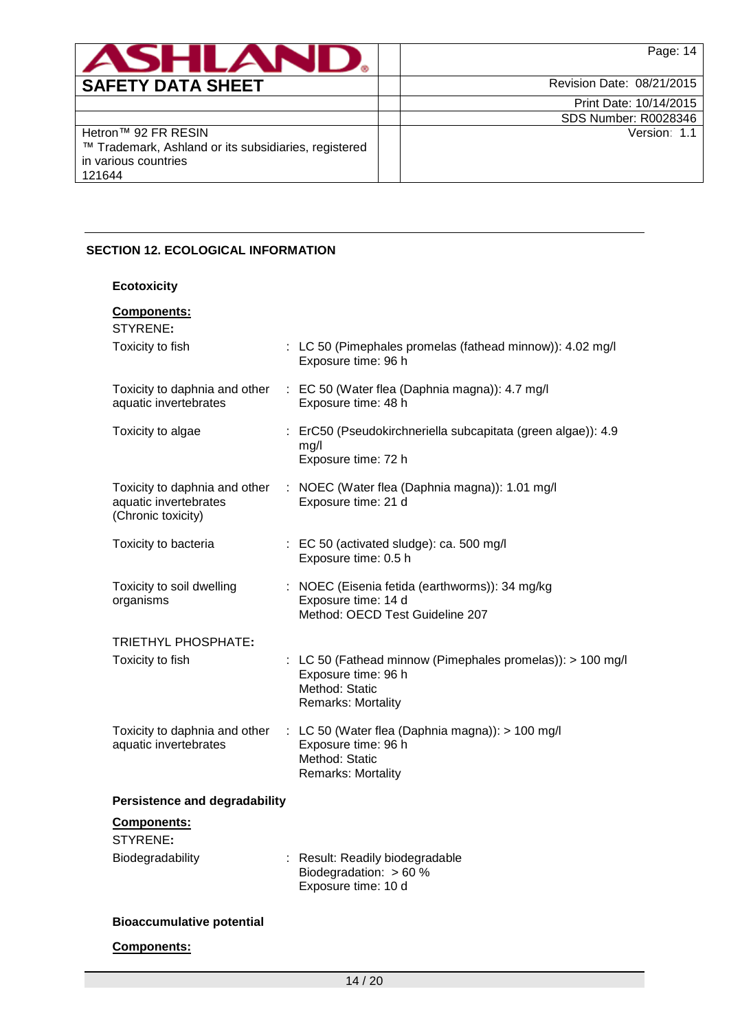## SECTION 12. ECOLOGICAL INFORMATION

### Ecotoxicity

**Components:**

STYRENE**:**

| | |
|---|---|
| Toxicity to fish | : LC 50 (Pimephales promelas (fathead minnow)): 4.02 mg/l<br>Exposure time: 96 h |
| Toxicity to daphnia and other aquatic invertebrates | : EC 50 (Water flea (Daphnia magna)): 4.7 mg/l<br>Exposure time: 48 h |
| Toxicity to algae | : ErC50 (Pseudokirchneriella subcapitata (green algae)): 4.9 mg/l<br>Exposure time: 72 h |
| Toxicity to daphnia and other aquatic invertebrates (Chronic toxicity) | : NOEC (Water flea (Daphnia magna)): 1.01 mg/l<br>Exposure time: 21 d |
| Toxicity to bacteria | : EC 50 (activated sludge): ca. 500 mg/l<br>Exposure time: 0.5 h |
| Toxicity to soil dwelling organisms | : NOEC (Eisenia fetida (earthworms)): 34 mg/kg<br>Exposure time: 14 d<br>Method: OECD Test Guideline 207 |

TRIETHYL PHOSPHATE**:**

| | |
|---|---|
| Toxicity to fish | : LC 50 (Fathead minnow (Pimephales promelas)): > 100 mg/l<br>Exposure time: 96 h<br>Method: Static<br>Remarks: Mortality |
| Toxicity to daphnia and other aquatic invertebrates | : LC 50 (Water flea (Daphnia magna)): > 100 mg/l<br>Exposure time: 96 h<br>Method: Static<br>Remarks: Mortality |

### Persistence and degradability

**Components:**

STYRENE**:**

| | |
|---|---|
| Biodegradability | : Result: Readily biodegradable<br>Biodegradation: > 60 %<br>Exposure time: 10 d |

### Bioaccumulative potential

**Components:**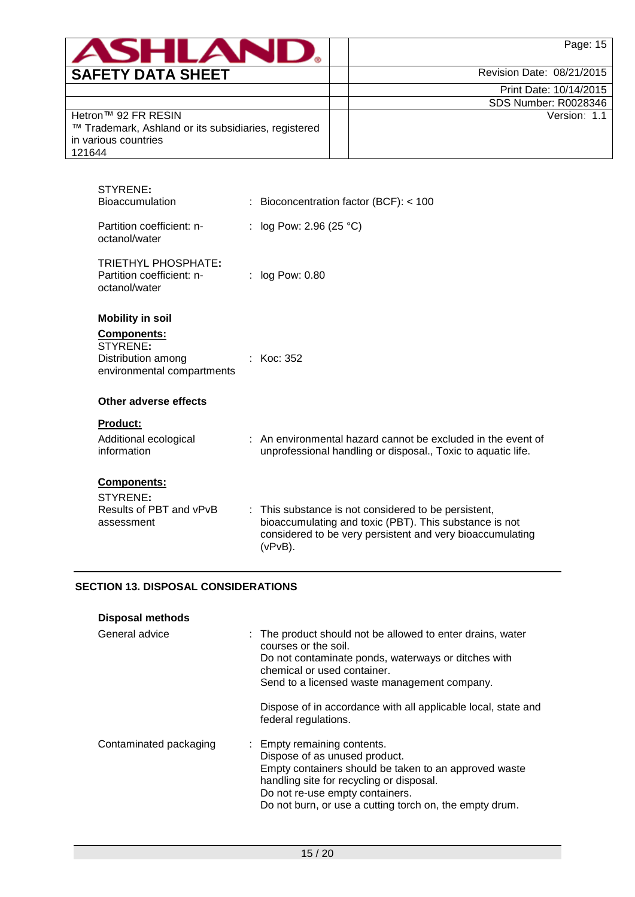STYRENE:

Bioaccumulation : Bioconcentration factor (BCF): < 100

Partition coefficient: n-octanol/water : log Pow: 2.96 (25 °C)

TRIETHYL PHOSPHATE:

Partition coefficient: n-octanol/water : log Pow: 0.80

**Mobility in soil**

**Components:**

STYRENE:

Distribution among environmental compartments : Koc: 352

**Other adverse effects**

**Product:**

Additional ecological information : An environmental hazard cannot be excluded in the event of unprofessional handling or disposal., Toxic to aquatic life.

**Components:**

STYRENE:

Results of PBT and vPvB assessment : This substance is not considered to be persistent, bioaccumulating and toxic (PBT). This substance is not considered to be very persistent and very bioaccumulating (vPvB).

## SECTION 13. DISPOSAL CONSIDERATIONS

**Disposal methods**

General advice : The product should not be allowed to enter drains, water courses or the soil.
Do not contaminate ponds, waterways or ditches with chemical or used container.
Send to a licensed waste management company.

Dispose of in accordance with all applicable local, state and federal regulations.

Contaminated packaging : Empty remaining contents.
Dispose of as unused product.
Empty containers should be taken to an approved waste handling site for recycling or disposal.
Do not re-use empty containers.
Do not burn, or use a cutting torch on, the empty drum.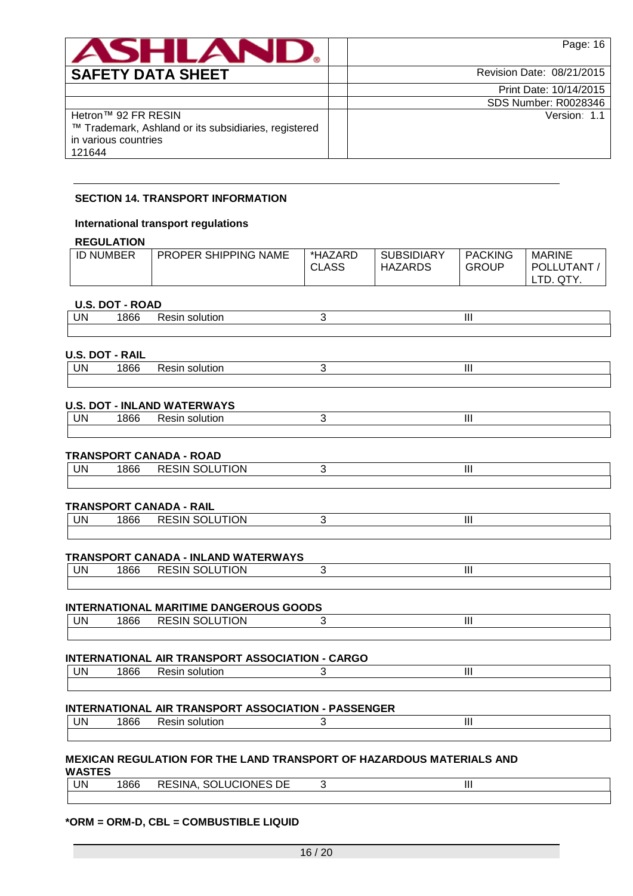## SECTION 14. TRANSPORT INFORMATION

**International transport regulations**

**REGULATION**

| ID NUMBER | | PROPER SHIPPING NAME | *HAZARD CLASS | SUBSIDIARY HAZARDS | PACKING GROUP | MARINE POLLUTANT / LTD. QTY. |
|---|---|---|---|---|---|---|

**U.S. DOT - ROAD**

| UN | 1866 | Resin solution | 3 | | III | |
|---|---|---|---|---|---|---|

**U.S. DOT - RAIL**

| UN | 1866 | Resin solution | 3 | | III | |
|---|---|---|---|---|---|---|

**U.S. DOT - INLAND WATERWAYS**

| UN | 1866 | Resin solution | 3 | | III | |
|---|---|---|---|---|---|---|

**TRANSPORT CANADA - ROAD**

| UN | 1866 | RESIN SOLUTION | 3 | | III | |
|---|---|---|---|---|---|---|

**TRANSPORT CANADA - RAIL**

| UN | 1866 | RESIN SOLUTION | 3 | | III | |
|---|---|---|---|---|---|---|

**TRANSPORT CANADA - INLAND WATERWAYS**

| UN | 1866 | RESIN SOLUTION | 3 | | III | |
|---|---|---|---|---|---|---|

**INTERNATIONAL MARITIME DANGEROUS GOODS**

| UN | 1866 | RESIN SOLUTION | 3 | | III | |
|---|---|---|---|---|---|---|

**INTERNATIONAL AIR TRANSPORT ASSOCIATION - CARGO**

| UN | 1866 | Resin solution | 3 | | III | |
|---|---|---|---|---|---|---|

**INTERNATIONAL AIR TRANSPORT ASSOCIATION - PASSENGER**

| UN | 1866 | Resin solution | 3 | | III | |
|---|---|---|---|---|---|---|

**MEXICAN REGULATION FOR THE LAND TRANSPORT OF HAZARDOUS MATERIALS AND WASTES**

| UN | 1866 | RESINA, SOLUCIONES DE | 3 | | III | |
|---|---|---|---|---|---|---|

***ORM = ORM-D, CBL = COMBUSTIBLE LIQUID**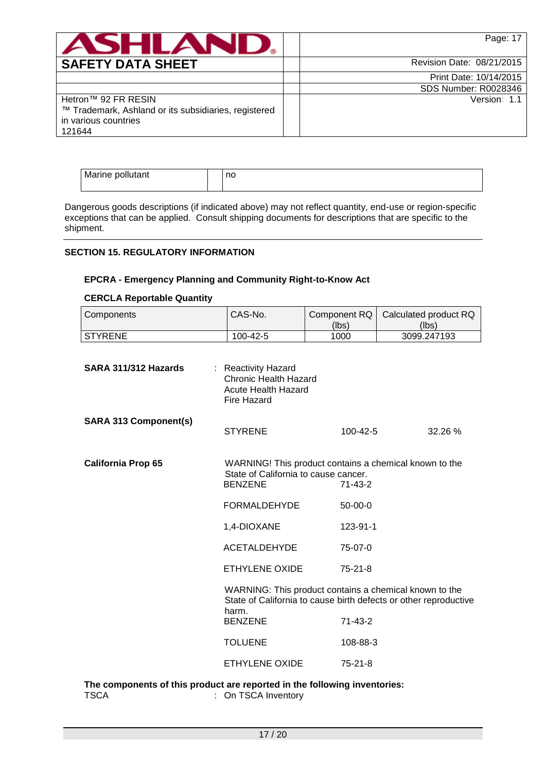| Marine pollutant | no |
|---|---|

Dangerous goods descriptions (if indicated above) may not reflect quantity, end-use or region-specific exceptions that can be applied. Consult shipping documents for descriptions that are specific to the shipment.

## SECTION 15. REGULATORY INFORMATION

### EPCRA - Emergency Planning and Community Right-to-Know Act

**CERCLA Reportable Quantity**

| Components | CAS-No. | Component RQ (lbs) | Calculated product RQ (lbs) |
|---|---|---|---|
| STYRENE | 100-42-5 | 1000 | 3099.247193 |

**SARA 311/312 Hazards** : Reactivity Hazard
Chronic Health Hazard
Acute Health Hazard
Fire Hazard

**SARA 313 Component(s)**

| STYRENE | 100-42-5 | 32.26 % |
|---|---|---|

**California Prop 65**

WARNING! This product contains a chemical known to the State of California to cause cancer.

| | |
|---|---|
| BENZENE | 71-43-2 |
| FORMALDEHYDE | 50-00-0 |
| 1,4-DIOXANE | 123-91-1 |
| ACETALDEHYDE | 75-07-0 |
| ETHYLENE OXIDE | 75-21-8 |

WARNING: This product contains a chemical known to the State of California to cause birth defects or other reproductive harm.

| | |
|---|---|
| BENZENE | 71-43-2 |
| TOLUENE | 108-88-3 |
| ETHYLENE OXIDE | 75-21-8 |

**The components of this product are reported in the following inventories:**

TSCA : On TSCA Inventory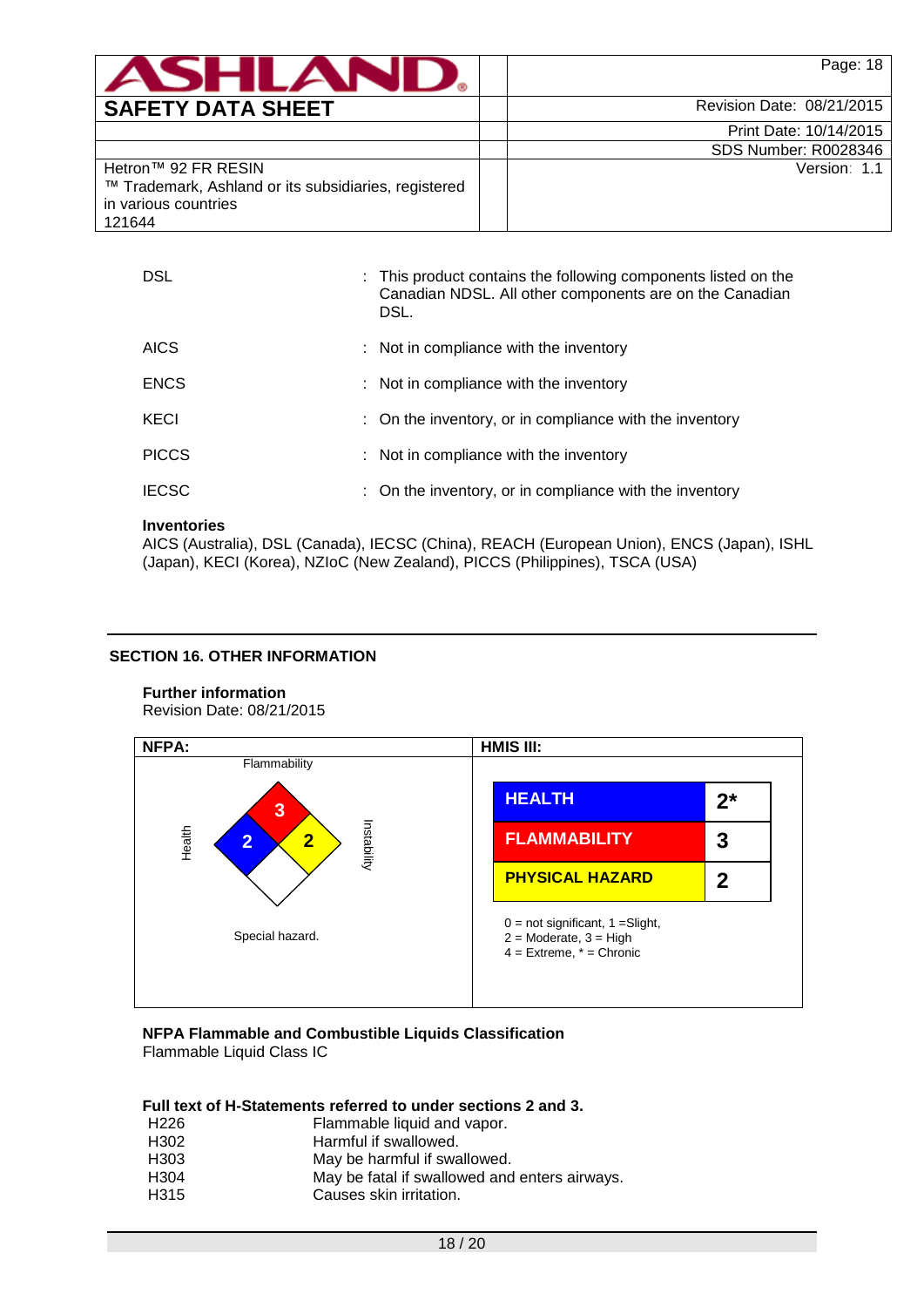| | |
|---|---|
| DSL | : This product contains the following components listed on the Canadian NDSL. All other components are on the Canadian DSL. |
| AICS | : Not in compliance with the inventory |
| ENCS | : Not in compliance with the inventory |
| KECI | : On the inventory, or in compliance with the inventory |
| PICCS | : Not in compliance with the inventory |
| IECSC | : On the inventory, or in compliance with the inventory |

**Inventories**
AICS (Australia), DSL (Canada), IECSC (China), REACH (European Union), ENCS (Japan), ISHL (Japan), KECI (Korea), NZIoC (New Zealand), PICCS (Philippines), TSCA (USA)

## SECTION 16. OTHER INFORMATION

**Further information**
Revision Date: 08/21/2015

**NFPA:**

| Category | Rating |
|---|---|
| Flammability | 3 |
| Health | 2 |
| Instability | 2 |
| Special hazard. | |

**HMIS III:**

| | |
|---|---|
| HEALTH | 2* |
| FLAMMABILITY | 3 |
| PHYSICAL HAZARD | 2 |

0 = not significant, 1 =Slight,
2 = Moderate, 3 = High
4 = Extreme, * = Chronic

**NFPA Flammable and Combustible Liquids Classification**
Flammable Liquid Class IC

**Full text of H-Statements referred to under sections 2 and 3.**

| | |
|---|---|
| H226 | Flammable liquid and vapor. |
| H302 | Harmful if swallowed. |
| H303 | May be harmful if swallowed. |
| H304 | May be fatal if swallowed and enters airways. |
| H315 | Causes skin irritation. |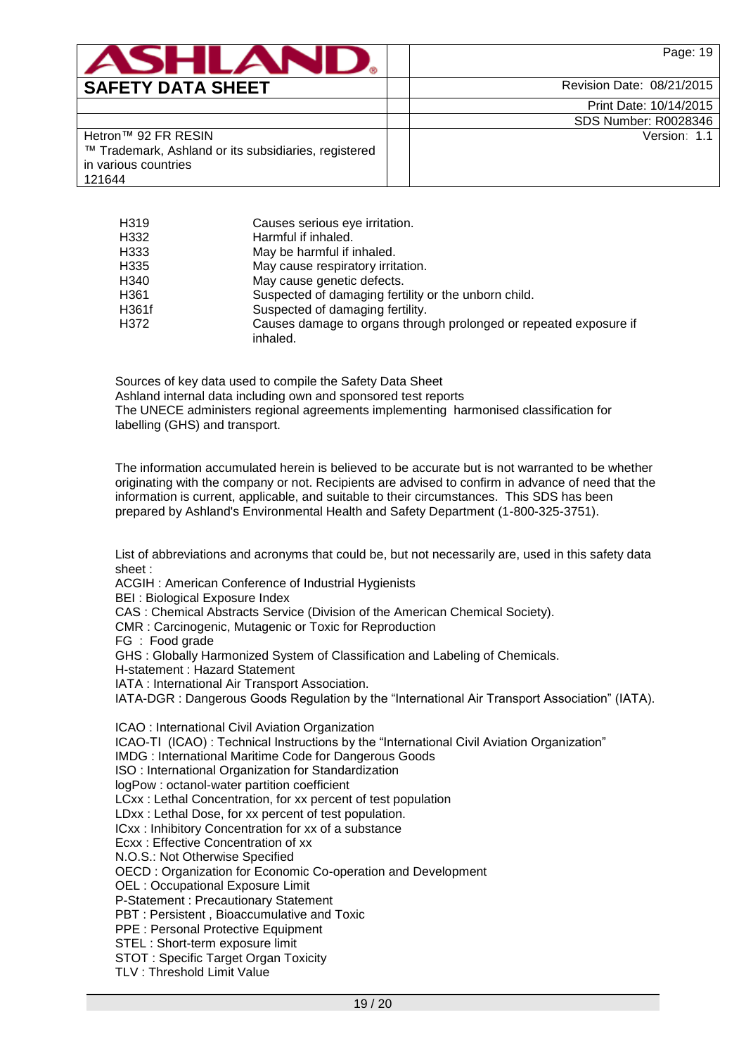| | |
|---|---|
| H319 | Causes serious eye irritation. |
| H332 | Harmful if inhaled. |
| H333 | May be harmful if inhaled. |
| H335 | May cause respiratory irritation. |
| H340 | May cause genetic defects. |
| H361 | Suspected of damaging fertility or the unborn child. |
| H361f | Suspected of damaging fertility. |
| H372 | Causes damage to organs through prolonged or repeated exposure if inhaled. |

Sources of key data used to compile the Safety Data Sheet
Ashland internal data including own and sponsored test reports
The UNECE administers regional agreements implementing harmonised classification for labelling (GHS) and transport.

The information accumulated herein is believed to be accurate but is not warranted to be whether originating with the company or not. Recipients are advised to confirm in advance of need that the information is current, applicable, and suitable to their circumstances. This SDS has been prepared by Ashland's Environmental Health and Safety Department (1-800-325-3751).

List of abbreviations and acronyms that could be, but not necessarily are, used in this safety data sheet :
ACGIH : American Conference of Industrial Hygienists
BEI : Biological Exposure Index
CAS : Chemical Abstracts Service (Division of the American Chemical Society).
CMR : Carcinogenic, Mutagenic or Toxic for Reproduction
FG : Food grade
GHS : Globally Harmonized System of Classification and Labeling of Chemicals.
H-statement : Hazard Statement
IATA : International Air Transport Association.
IATA-DGR : Dangerous Goods Regulation by the "International Air Transport Association" (IATA).

ICAO : International Civil Aviation Organization
ICAO-TI (ICAO) : Technical Instructions by the "International Civil Aviation Organization"
IMDG : International Maritime Code for Dangerous Goods
ISO : International Organization for Standardization
logPow : octanol-water partition coefficient
LCxx : Lethal Concentration, for xx percent of test population
LDxx : Lethal Dose, for xx percent of test population.
ICxx : Inhibitory Concentration for xx of a substance
Ecxx : Effective Concentration of xx
N.O.S.: Not Otherwise Specified
OECD : Organization for Economic Co-operation and Development
OEL : Occupational Exposure Limit
P-Statement : Precautionary Statement
PBT : Persistent , Bioaccumulative and Toxic
PPE : Personal Protective Equipment
STEL : Short-term exposure limit
STOT : Specific Target Organ Toxicity
TLV : Threshold Limit Value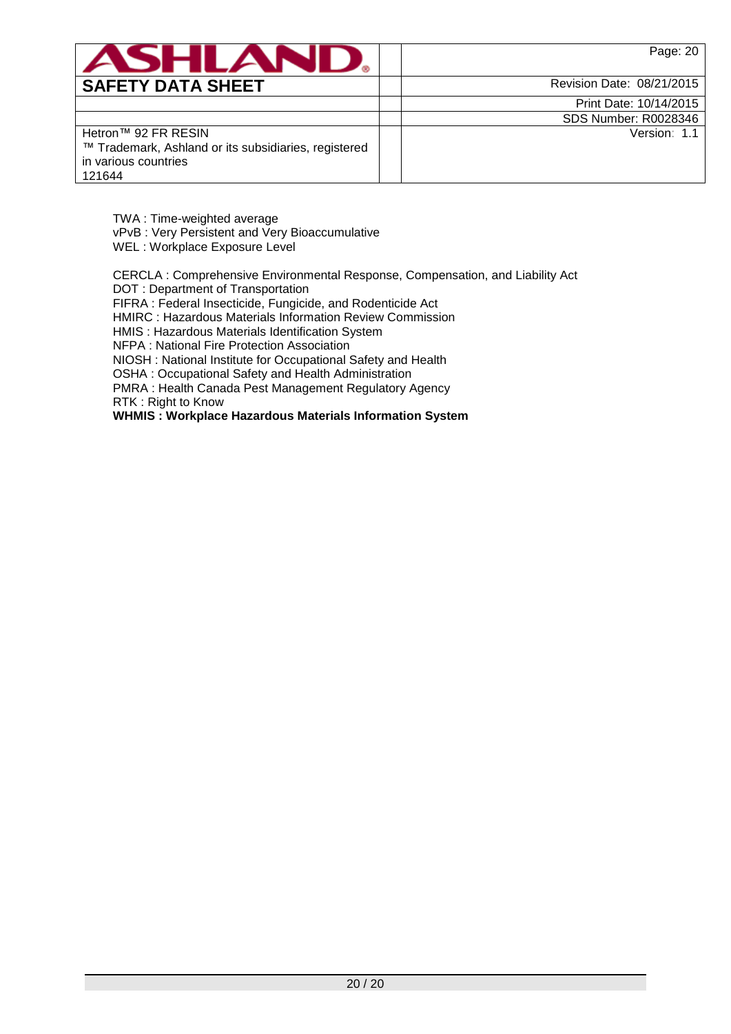TWA : Time-weighted average
vPvB : Very Persistent and Very Bioaccumulative
WEL : Workplace Exposure Level

CERCLA : Comprehensive Environmental Response, Compensation, and Liability Act
DOT : Department of Transportation
FIFRA : Federal Insecticide, Fungicide, and Rodenticide Act
HMIRC : Hazardous Materials Information Review Commission
HMIS : Hazardous Materials Identification System
NFPA : National Fire Protection Association
NIOSH : National Institute for Occupational Safety and Health
OSHA : Occupational Safety and Health Administration
PMRA : Health Canada Pest Management Regulatory Agency
RTK : Right to Know
**WHMIS : Workplace Hazardous Materials Information System**